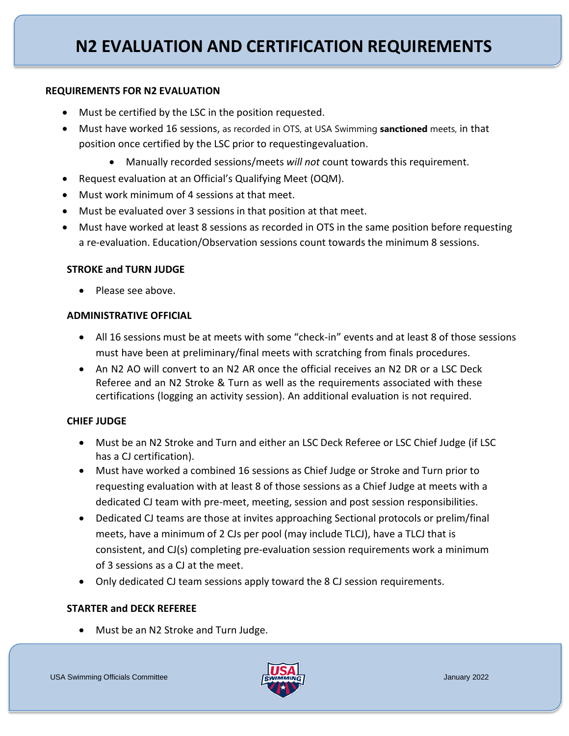# N2 EVALUATION AND CERTIFICATION REQUIREMENTS

### REQUIREMENTS FOR N2 EVALUATION

- Must be certified by the LSC in the position requested.
- Must have worked 16 sessions, as recorded in OTS, at USA Swimming **sanctioned** meets, in that position once certified by the LSC prior to requestingevaluation.
    - Manually recorded sessions/meets *will not* count towards this requirement.
- Request evaluation at an Official's Qualifying Meet (OQM).
- Must work minimum of 4 sessions at that meet.
- Must be evaluated over 3 sessions in that position at that meet.
- Must have worked at least 8 sessions as recorded in OTS in the same position before requesting a re-evaluation. Education/Observation sessions count towards the minimum 8 sessions.

#### STROKE and TURN JUDGE

- Please see above.

#### ADMINISTRATIVE OFFICIAL

- All 16 sessions must be at meets with some "check-in" events and at least 8 of those sessions must have been at preliminary/final meets with scratching from finals procedures.
- An N2 AO will convert to an N2 AR once the official receives an N2 DR or a LSC Deck Referee and an N2 Stroke & Turn as well as the requirements associated with these certifications (logging an activity session). An additional evaluation is not required.

#### CHIEF JUDGE

- Must be an N2 Stroke and Turn and either an LSC Deck Referee or LSC Chief Judge (if LSC has a CJ certification).
- Must have worked a combined 16 sessions as Chief Judge or Stroke and Turn prior to requesting evaluation with at least 8 of those sessions as a Chief Judge at meets with a dedicated CJ team with pre-meet, meeting, session and post session responsibilities.
- Dedicated CJ teams are those at invites approaching Sectional protocols or prelim/final meets, have a minimum of 2 CJs per pool (may include TLCJ), have a TLCJ that is consistent, and CJ(s) completing pre-evaluation session requirements work a minimum of 3 sessions as a CJ at the meet.
- Only dedicated CJ team sessions apply toward the 8 CJ session requirements.

#### STARTER and DECK REFEREE

- Must be an N2 Stroke and Turn Judge.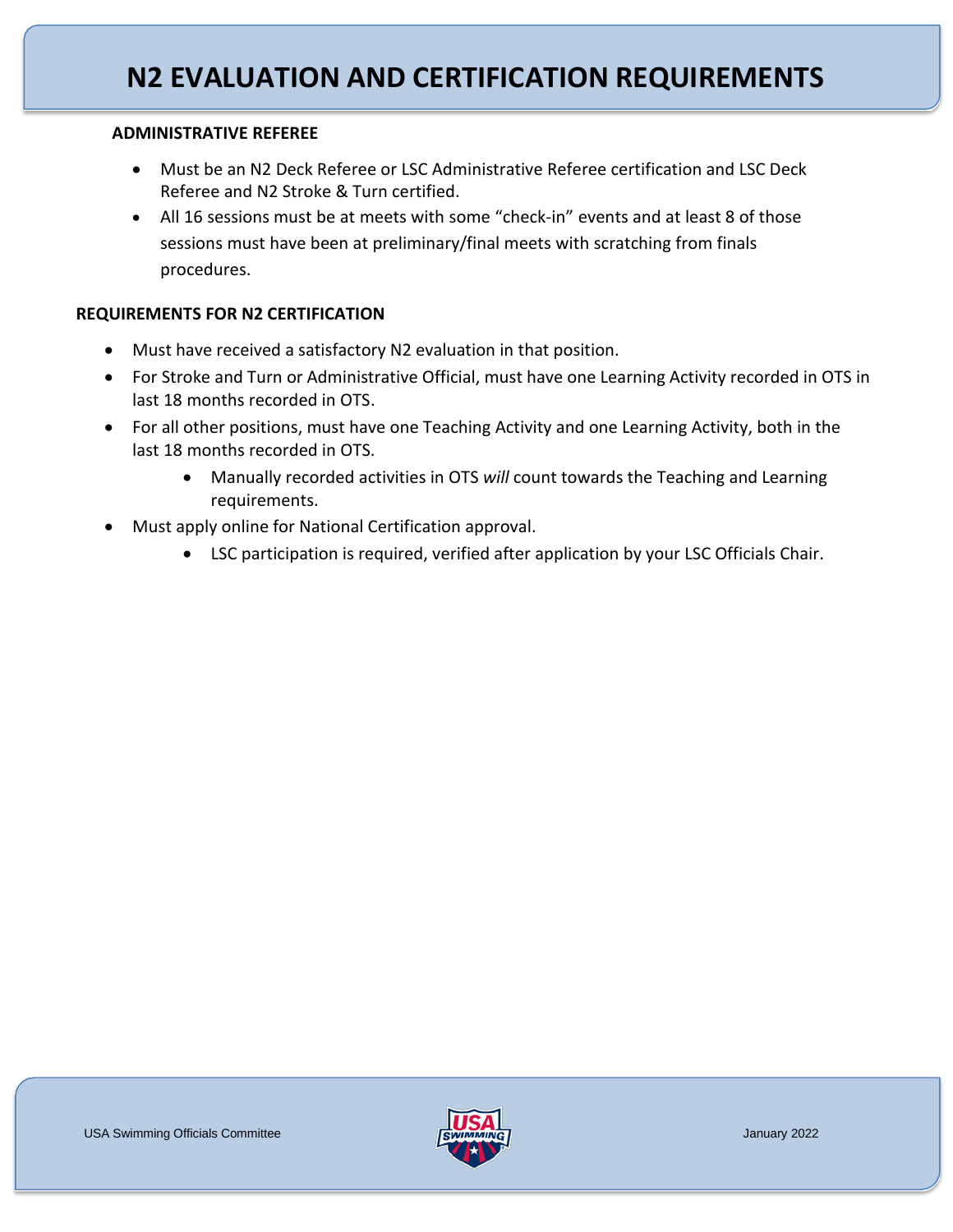# N2 EVALUATION AND CERTIFICATION REQUIREMENTS

**ADMINISTRATIVE REFEREE**

- Must be an N2 Deck Referee or LSC Administrative Referee certification and LSC Deck Referee and N2 Stroke & Turn certified.
- All 16 sessions must be at meets with some "check-in" events and at least 8 of those sessions must have been at preliminary/final meets with scratching from finals procedures.

**REQUIREMENTS FOR N2 CERTIFICATION**

- Must have received a satisfactory N2 evaluation in that position.
- For Stroke and Turn or Administrative Official, must have one Learning Activity recorded in OTS in last 18 months recorded in OTS.
- For all other positions, must have one Teaching Activity and one Learning Activity, both in the last 18 months recorded in OTS.
  - Manually recorded activities in OTS *will* count towards the Teaching and Learning requirements.
- Must apply online for National Certification approval.
  - LSC participation is required, verified after application by your LSC Officials Chair.